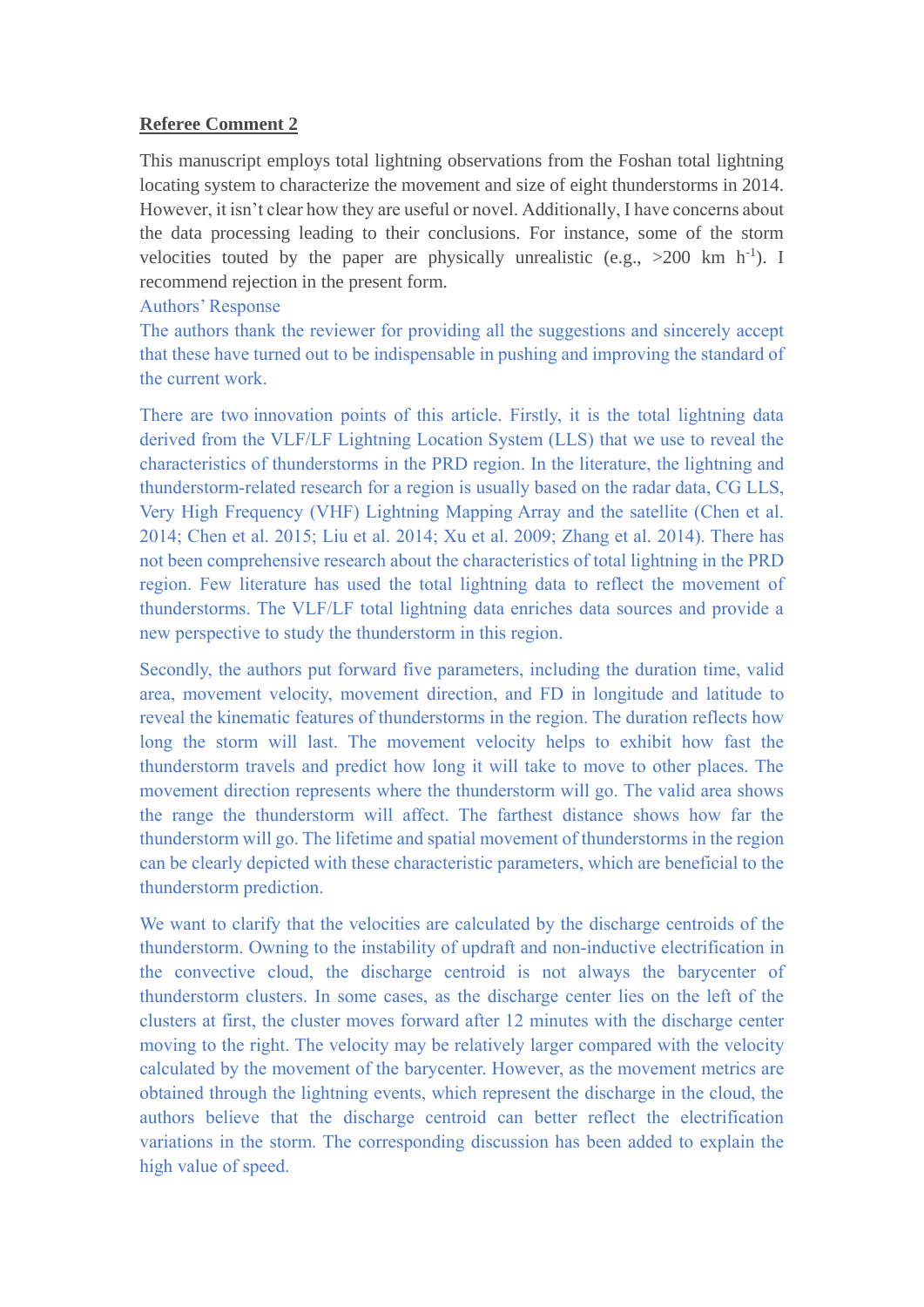**Referee Comment 2**

This manuscript employs total lightning observations from the Foshan total lightning locating system to characterize the movement and size of eight thunderstorms in 2014. However, it isn't clear how they are useful or novel. Additionally, I have concerns about the data processing leading to their conclusions. For instance, some of the storm velocities touted by the paper are physically unrealistic (e.g., >200 km $h^{-1}$). I recommend rejection in the present form.

Authors' Response

The authors thank the reviewer for providing all the suggestions and sincerely accept that these have turned out to be indispensable in pushing and improving the standard of the current work.

There are two innovation points of this article. Firstly, it is the total lightning data derived from the VLF/LF Lightning Location System (LLS) that we use to reveal the characteristics of thunderstorms in the PRD region. In the literature, the lightning and thunderstorm-related research for a region is usually based on the radar data, CG LLS, Very High Frequency (VHF) Lightning Mapping Array and the satellite (Chen et al. 2014; Chen et al. 2015; Liu et al. 2014; Xu et al. 2009; Zhang et al. 2014). There has not been comprehensive research about the characteristics of total lightning in the PRD region. Few literature has used the total lightning data to reflect the movement of thunderstorms. The VLF/LF total lightning data enriches data sources and provide a new perspective to study the thunderstorm in this region.

Secondly, the authors put forward five parameters, including the duration time, valid area, movement velocity, movement direction, and FD in longitude and latitude to reveal the kinematic features of thunderstorms in the region. The duration reflects how long the storm will last. The movement velocity helps to exhibit how fast the thunderstorm travels and predict how long it will take to move to other places. The movement direction represents where the thunderstorm will go. The valid area shows the range the thunderstorm will affect. The farthest distance shows how far the thunderstorm will go. The lifetime and spatial movement of thunderstorms in the region can be clearly depicted with these characteristic parameters, which are beneficial to the thunderstorm prediction.

We want to clarify that the velocities are calculated by the discharge centroids of the thunderstorm. Owning to the instability of updraft and non-inductive electrification in the convective cloud, the discharge centroid is not always the barycenter of thunderstorm clusters. In some cases, as the discharge center lies on the left of the clusters at first, the cluster moves forward after 12 minutes with the discharge center moving to the right. The velocity may be relatively larger compared with the velocity calculated by the movement of the barycenter. However, as the movement metrics are obtained through the lightning events, which represent the discharge in the cloud, the authors believe that the discharge centroid can better reflect the electrification variations in the storm. The corresponding discussion has been added to explain the high value of speed.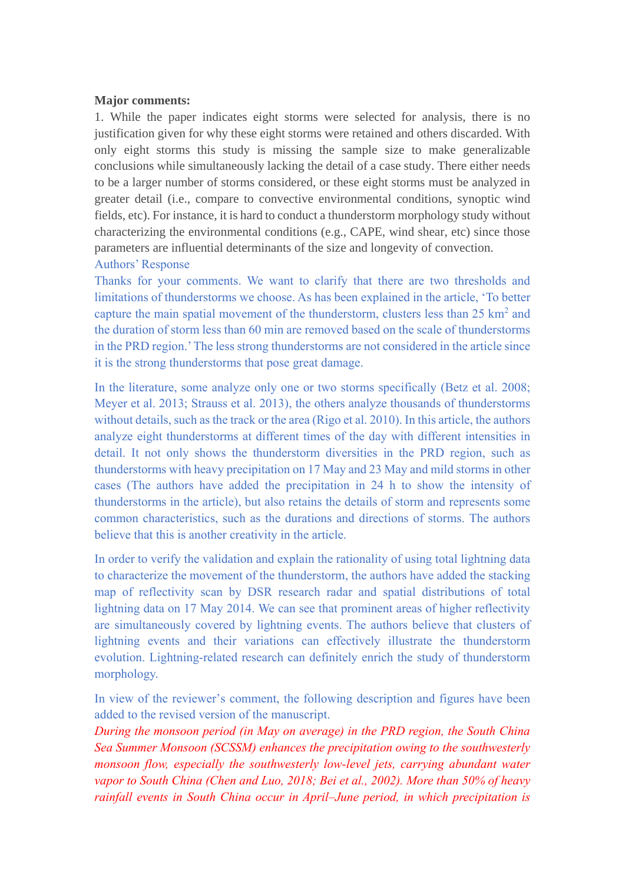**Major comments:**

1. While the paper indicates eight storms were selected for analysis, there is no justification given for why these eight storms were retained and others discarded. With only eight storms this study is missing the sample size to make generalizable conclusions while simultaneously lacking the detail of a case study. There either needs to be a larger number of storms considered, or these eight storms must be analyzed in greater detail (i.e., compare to convective environmental conditions, synoptic wind fields, etc). For instance, it is hard to conduct a thunderstorm morphology study without characterizing the environmental conditions (e.g., CAPE, wind shear, etc) since those parameters are influential determinants of the size and longevity of convection.

Authors' Response

Thanks for your comments. We want to clarify that there are two thresholds and limitations of thunderstorms we choose. As has been explained in the article, 'To better capture the main spatial movement of the thunderstorm, clusters less than 25 $km^2$ and the duration of storm less than 60 min are removed based on the scale of thunderstorms in the PRD region.' The less strong thunderstorms are not considered in the article since it is the strong thunderstorms that pose great damage.

In the literature, some analyze only one or two storms specifically (Betz et al. 2008; Meyer et al. 2013; Strauss et al. 2013), the others analyze thousands of thunderstorms without details, such as the track or the area (Rigo et al. 2010). In this article, the authors analyze eight thunderstorms at different times of the day with different intensities in detail. It not only shows the thunderstorm diversities in the PRD region, such as thunderstorms with heavy precipitation on 17 May and 23 May and mild storms in other cases (The authors have added the precipitation in 24 h to show the intensity of thunderstorms in the article), but also retains the details of storm and represents some common characteristics, such as the durations and directions of storms. The authors believe that this is another creativity in the article.

In order to verify the validation and explain the rationality of using total lightning data to characterize the movement of the thunderstorm, the authors have added the stacking map of reflectivity scan by DSR research radar and spatial distributions of total lightning data on 17 May 2014. We can see that prominent areas of higher reflectivity are simultaneously covered by lightning events. The authors believe that clusters of lightning events and their variations can effectively illustrate the thunderstorm evolution. Lightning-related research can definitely enrich the study of thunderstorm morphology.

In view of the reviewer's comment, the following description and figures have been added to the revised version of the manuscript.

*During the monsoon period (in May on average) in the PRD region, the South China Sea Summer Monsoon (SCSSM) enhances the precipitation owing to the southwesterly monsoon flow, especially the southwesterly low-level jets, carrying abundant water vapor to South China (Chen and Luo, 2018; Bei et al., 2002). More than 50% of heavy rainfall events in South China occur in April–June period, in which precipitation is*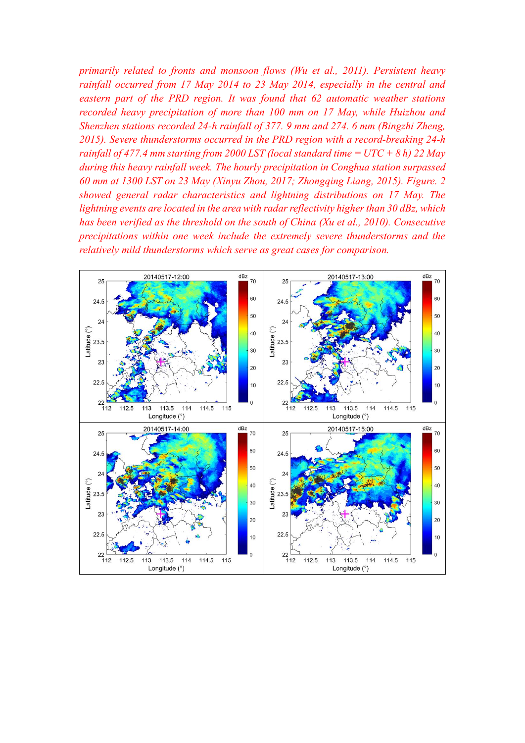*primarily related to fronts and monsoon flows (Wu et al., 2011). Persistent heavy rainfall occurred from 17 May 2014 to 23 May 2014, especially in the central and eastern part of the PRD region. It was found that 62 automatic weather stations recorded heavy precipitation of more than 100 mm on 17 May, while Huizhou and Shenzhen stations recorded 24-h rainfall of 377. 9 mm and 274. 6 mm (Bingzhi Zheng, 2015). Severe thunderstorms occurred in the PRD region with a record-breaking 24-h rainfall of 477.4 mm starting from 2000 LST (local standard time = UTC + 8 h) 22 May during this heavy rainfall week. The hourly precipitation in Conghua station surpassed 60 mm at 1300 LST on 23 May (Xinyu Zhou, 2017; Zhongqing Liang, 2015). Figure. 2 showed general radar characteristics and lightning distributions on 17 May. The lightning events are located in the area with radar reflectivity higher than 30 dBz, which has been verified as the threshold on the south of China (Xu et al., 2010). Consecutive precipitations within one week include the extremely severe thunderstorms and the relatively mild thunderstorms which serve as great cases for comparison.*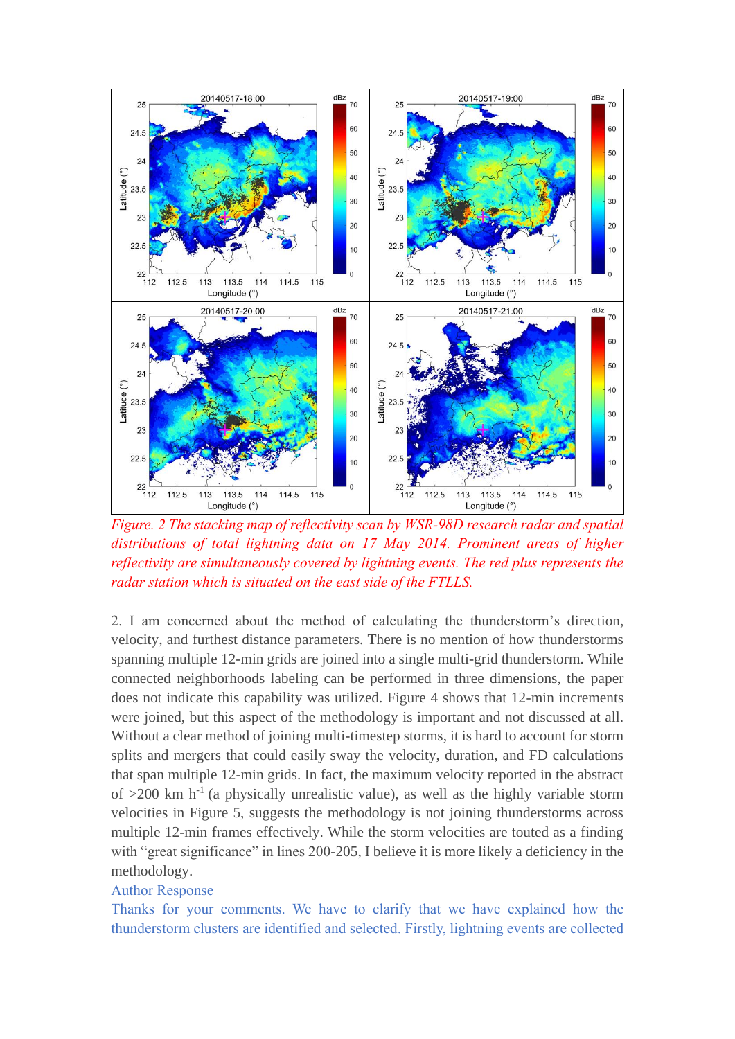*Figure. 2 The stacking map of reflectivity scan by WSR-98D research radar and spatial distributions of total lightning data on 17 May 2014. Prominent areas of higher reflectivity are simultaneously covered by lightning events. The red plus represents the radar station which is situated on the east side of the FTLLS.*

2. I am concerned about the method of calculating the thunderstorm's direction, velocity, and furthest distance parameters. There is no mention of how thunderstorms spanning multiple 12-min grids are joined into a single multi-grid thunderstorm. While connected neighborhoods labeling can be performed in three dimensions, the paper does not indicate this capability was utilized. Figure 4 shows that 12-min increments were joined, but this aspect of the methodology is important and not discussed at all. Without a clear method of joining multi-timestep storms, it is hard to account for storm splits and mergers that could easily sway the velocity, duration, and FD calculations that span multiple 12-min grids. In fact, the maximum velocity reported in the abstract of >200 km $h^{-1}$ (a physically unrealistic value), as well as the highly variable storm velocities in Figure 5, suggests the methodology is not joining thunderstorms across multiple 12-min frames effectively. While the storm velocities are touted as a finding with "great significance" in lines 200-205, I believe it is more likely a deficiency in the methodology.

Author Response

Thanks for your comments. We have to clarify that we have explained how the thunderstorm clusters are identified and selected. Firstly, lightning events are collected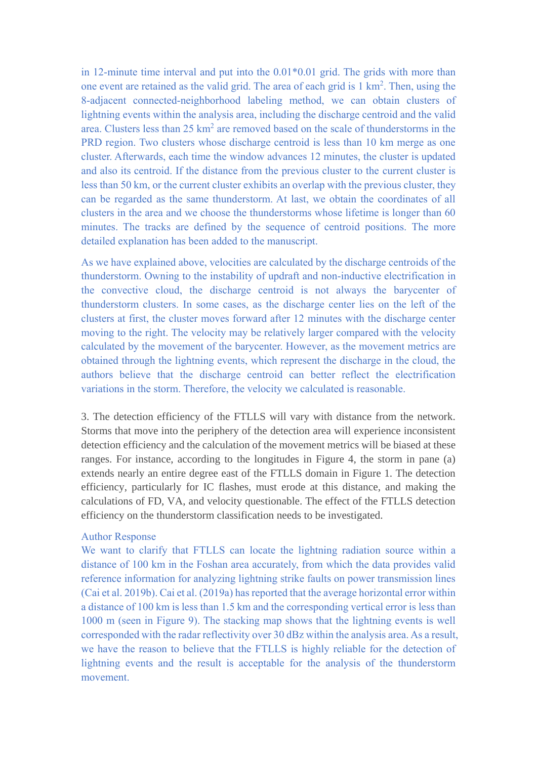in 12-minute time interval and put into the 0.01*0.01 grid. The grids with more than one event are retained as the valid grid. The area of each grid is 1 km$^2$. Then, using the 8-adjacent connected-neighborhood labeling method, we can obtain clusters of lightning events within the analysis area, including the discharge centroid and the valid area. Clusters less than 25 km$^2$ are removed based on the scale of thunderstorms in the PRD region. Two clusters whose discharge centroid is less than 10 km merge as one cluster. Afterwards, each time the window advances 12 minutes, the cluster is updated and also its centroid. If the distance from the previous cluster to the current cluster is less than 50 km, or the current cluster exhibits an overlap with the previous cluster, they can be regarded as the same thunderstorm. At last, we obtain the coordinates of all clusters in the area and we choose the thunderstorms whose lifetime is longer than 60 minutes. The tracks are defined by the sequence of centroid positions. The more detailed explanation has been added to the manuscript.

As we have explained above, velocities are calculated by the discharge centroids of the thunderstorm. Owning to the instability of updraft and non-inductive electrification in the convective cloud, the discharge centroid is not always the barycenter of thunderstorm clusters. In some cases, as the discharge center lies on the left of the clusters at first, the cluster moves forward after 12 minutes with the discharge center moving to the right. The velocity may be relatively larger compared with the velocity calculated by the movement of the barycenter. However, as the movement metrics are obtained through the lightning events, which represent the discharge in the cloud, the authors believe that the discharge centroid can better reflect the electrification variations in the storm. Therefore, the velocity we calculated is reasonable.

3. The detection efficiency of the FTLLS will vary with distance from the network. Storms that move into the periphery of the detection area will experience inconsistent detection efficiency and the calculation of the movement metrics will be biased at these ranges. For instance, according to the longitudes in Figure 4, the storm in pane (a) extends nearly an entire degree east of the FTLLS domain in Figure 1. The detection efficiency, particularly for IC flashes, must erode at this distance, and making the calculations of FD, VA, and velocity questionable. The effect of the FTLLS detection efficiency on the thunderstorm classification needs to be investigated.

Author Response

We want to clarify that FTLLS can locate the lightning radiation source within a distance of 100 km in the Foshan area accurately, from which the data provides valid reference information for analyzing lightning strike faults on power transmission lines (Cai et al. 2019b). Cai et al. (2019a) has reported that the average horizontal error within a distance of 100 km is less than 1.5 km and the corresponding vertical error is less than 1000 m (seen in Figure 9). The stacking map shows that the lightning events is well corresponded with the radar reflectivity over 30 dBz within the analysis area. As a result, we have the reason to believe that the FTLLS is highly reliable for the detection of lightning events and the result is acceptable for the analysis of the thunderstorm movement.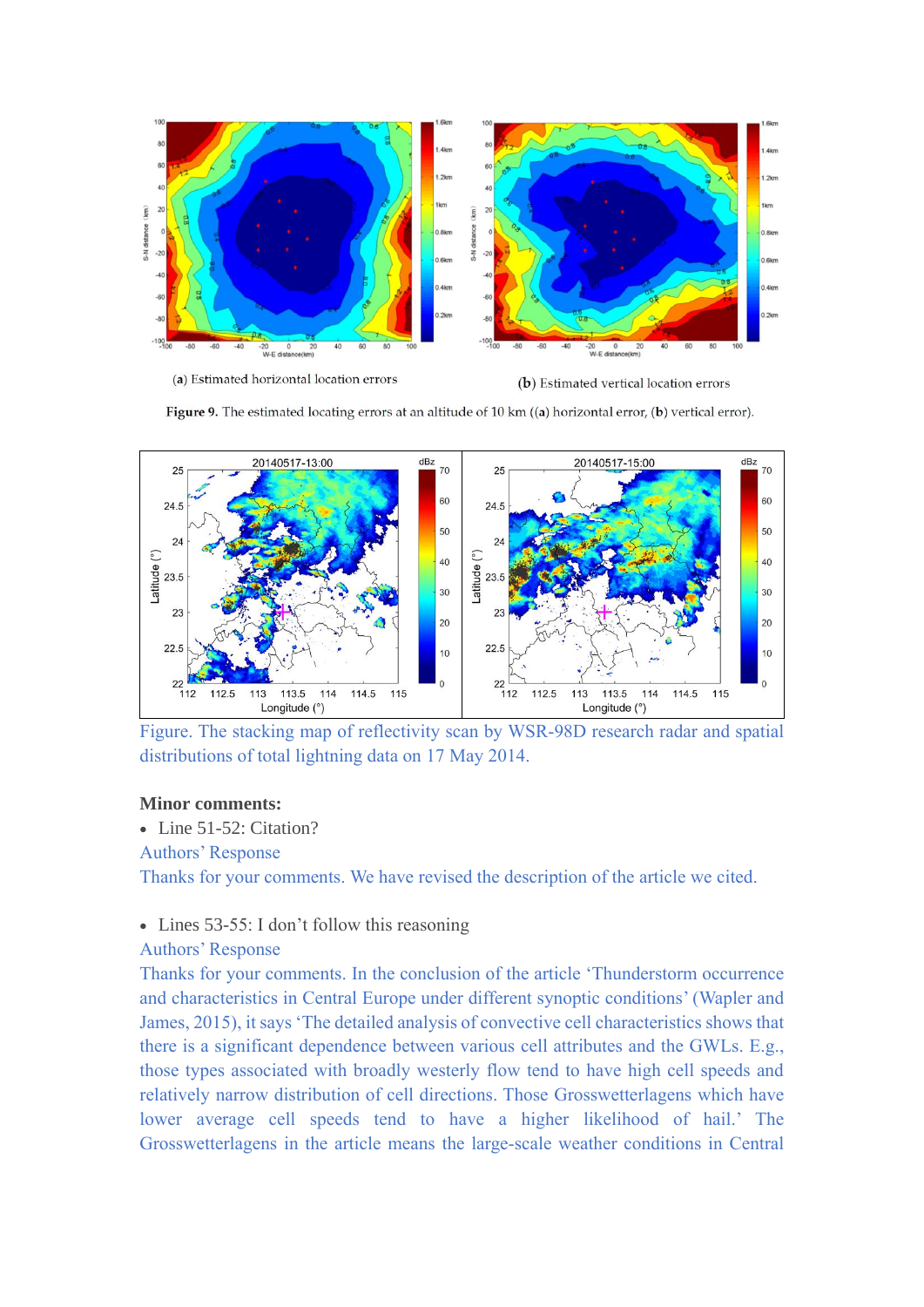(a) Estimated horizontal location errors

(b) Estimated vertical location errors

**Figure 9.** The estimated locating errors at an altitude of 10 km ((**a**) horizontal error, (**b**) vertical error).

Figure. The stacking map of reflectivity scan by WSR-98D research radar and spatial distributions of total lightning data on 17 May 2014.

**Minor comments:**

- Line 51-52: Citation?

Authors' Response

Thanks for your comments. We have revised the description of the article we cited.

- Lines 53-55: I don't follow this reasoning

Authors' Response

Thanks for your comments. In the conclusion of the article 'Thunderstorm occurrence and characteristics in Central Europe under different synoptic conditions' (Wapler and James, 2015), it says 'The detailed analysis of convective cell characteristics shows that there is a significant dependence between various cell attributes and the GWLs. E.g., those types associated with broadly westerly flow tend to have high cell speeds and relatively narrow distribution of cell directions. Those Grosswetterlagens which have lower average cell speeds tend to have a higher likelihood of hail.' The Grosswetterlagens in the article means the large-scale weather conditions in Central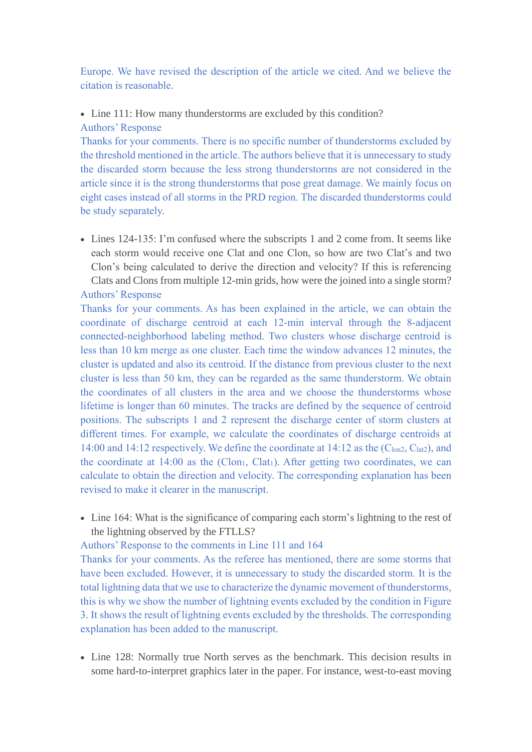Europe. We have revised the description of the article we cited. And we believe the citation is reasonable.

- Line 111: How many thunderstorms are excluded by this condition?

Authors' Response

Thanks for your comments. There is no specific number of thunderstorms excluded by the threshold mentioned in the article. The authors believe that it is unnecessary to study the discarded storm because the less strong thunderstorms are not considered in the article since it is the strong thunderstorms that pose great damage. We mainly focus on eight cases instead of all storms in the PRD region. The discarded thunderstorms could be study separately.

- Lines 124-135: I'm confused where the subscripts 1 and 2 come from. It seems like each storm would receive one Clat and one Clon, so how are two Clat's and two Clon's being calculated to derive the direction and velocity? If this is referencing Clats and Clons from multiple 12-min grids, how were the joined into a single storm?

Authors' Response

Thanks for your comments. As has been explained in the article, we can obtain the coordinate of discharge centroid at each 12-min interval through the 8-adjacent connected-neighborhood labeling method. Two clusters whose discharge centroid is less than 10 km merge as one cluster. Each time the window advances 12 minutes, the cluster is updated and also its centroid. If the distance from previous cluster to the next cluster is less than 50 km, they can be regarded as the same thunderstorm. We obtain the coordinates of all clusters in the area and we choose the thunderstorms whose lifetime is longer than 60 minutes. The tracks are defined by the sequence of centroid positions. The subscripts 1 and 2 represent the discharge center of storm clusters at different times. For example, we calculate the coordinates of discharge centroids at 14:00 and 14:12 respectively. We define the coordinate at 14:12 as the ($C_{lon2}$, $C_{lat2}$), and the coordinate at 14:00 as the ($Clon_1$, $Clat_1$). After getting two coordinates, we can calculate to obtain the direction and velocity. The corresponding explanation has been revised to make it clearer in the manuscript.

- Line 164: What is the significance of comparing each storm's lightning to the rest of the lightning observed by the FTLLS?

Authors' Response to the comments in Line 111 and 164

Thanks for your comments. As the referee has mentioned, there are some storms that have been excluded. However, it is unnecessary to study the discarded storm. It is the total lightning data that we use to characterize the dynamic movement of thunderstorms, this is why we show the number of lightning events excluded by the condition in Figure 3. It shows the result of lightning events excluded by the thresholds. The corresponding explanation has been added to the manuscript.

- Line 128: Normally true North serves as the benchmark. This decision results in some hard-to-interpret graphics later in the paper. For instance, west-to-east moving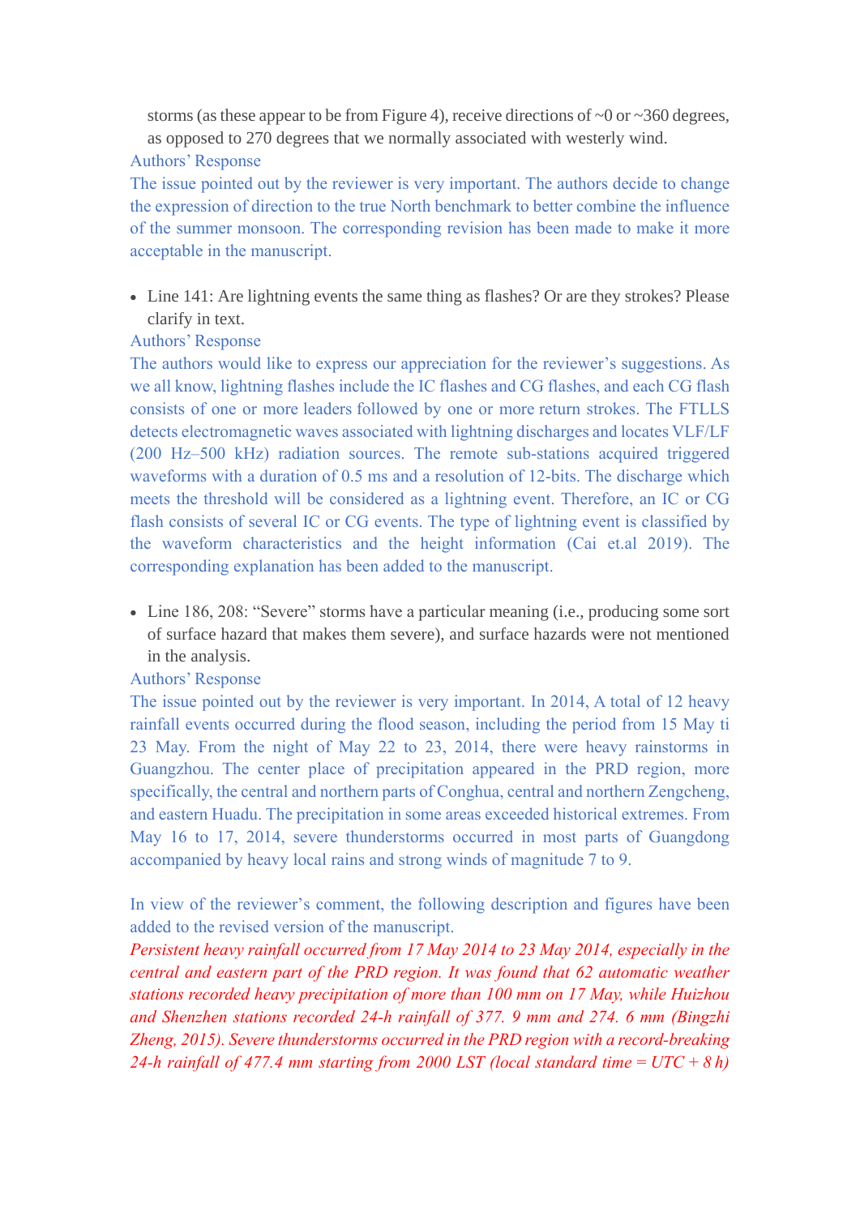storms (as these appear to be from Figure 4), receive directions of ~0 or ~360 degrees, as opposed to 270 degrees that we normally associated with westerly wind.

Authors' Response

The issue pointed out by the reviewer is very important. The authors decide to change the expression of direction to the true North benchmark to better combine the influence of the summer monsoon. The corresponding revision has been made to make it more acceptable in the manuscript.

- Line 141: Are lightning events the same thing as flashes? Or are they strokes? Please clarify in text.

Authors' Response

The authors would like to express our appreciation for the reviewer's suggestions. As we all know, lightning flashes include the IC flashes and CG flashes, and each CG flash consists of one or more leaders followed by one or more return strokes. The FTLLS detects electromagnetic waves associated with lightning discharges and locates VLF/LF (200 Hz–500 kHz) radiation sources. The remote sub-stations acquired triggered waveforms with a duration of 0.5 ms and a resolution of 12-bits. The discharge which meets the threshold will be considered as a lightning event. Therefore, an IC or CG flash consists of several IC or CG events. The type of lightning event is classified by the waveform characteristics and the height information (Cai et.al 2019). The corresponding explanation has been added to the manuscript.

- Line 186, 208: "Severe" storms have a particular meaning (i.e., producing some sort of surface hazard that makes them severe), and surface hazards were not mentioned in the analysis.

Authors' Response

The issue pointed out by the reviewer is very important. In 2014, A total of 12 heavy rainfall events occurred during the flood season, including the period from 15 May ti 23 May. From the night of May 22 to 23, 2014, there were heavy rainstorms in Guangzhou. The center place of precipitation appeared in the PRD region, more specifically, the central and northern parts of Conghua, central and northern Zengcheng, and eastern Huadu. The precipitation in some areas exceeded historical extremes. From May 16 to 17, 2014, severe thunderstorms occurred in most parts of Guangdong accompanied by heavy local rains and strong winds of magnitude 7 to 9.

In view of the reviewer's comment, the following description and figures have been added to the revised version of the manuscript.

*Persistent heavy rainfall occurred from 17 May 2014 to 23 May 2014, especially in the central and eastern part of the PRD region. It was found that 62 automatic weather stations recorded heavy precipitation of more than 100 mm on 17 May, while Huizhou and Shenzhen stations recorded 24-h rainfall of 377. 9 mm and 274. 6 mm (Bingzhi Zheng, 2015). Severe thunderstorms occurred in the PRD region with a record-breaking 24-h rainfall of 477.4 mm starting from 2000 LST (local standard time = UTC + 8 h)*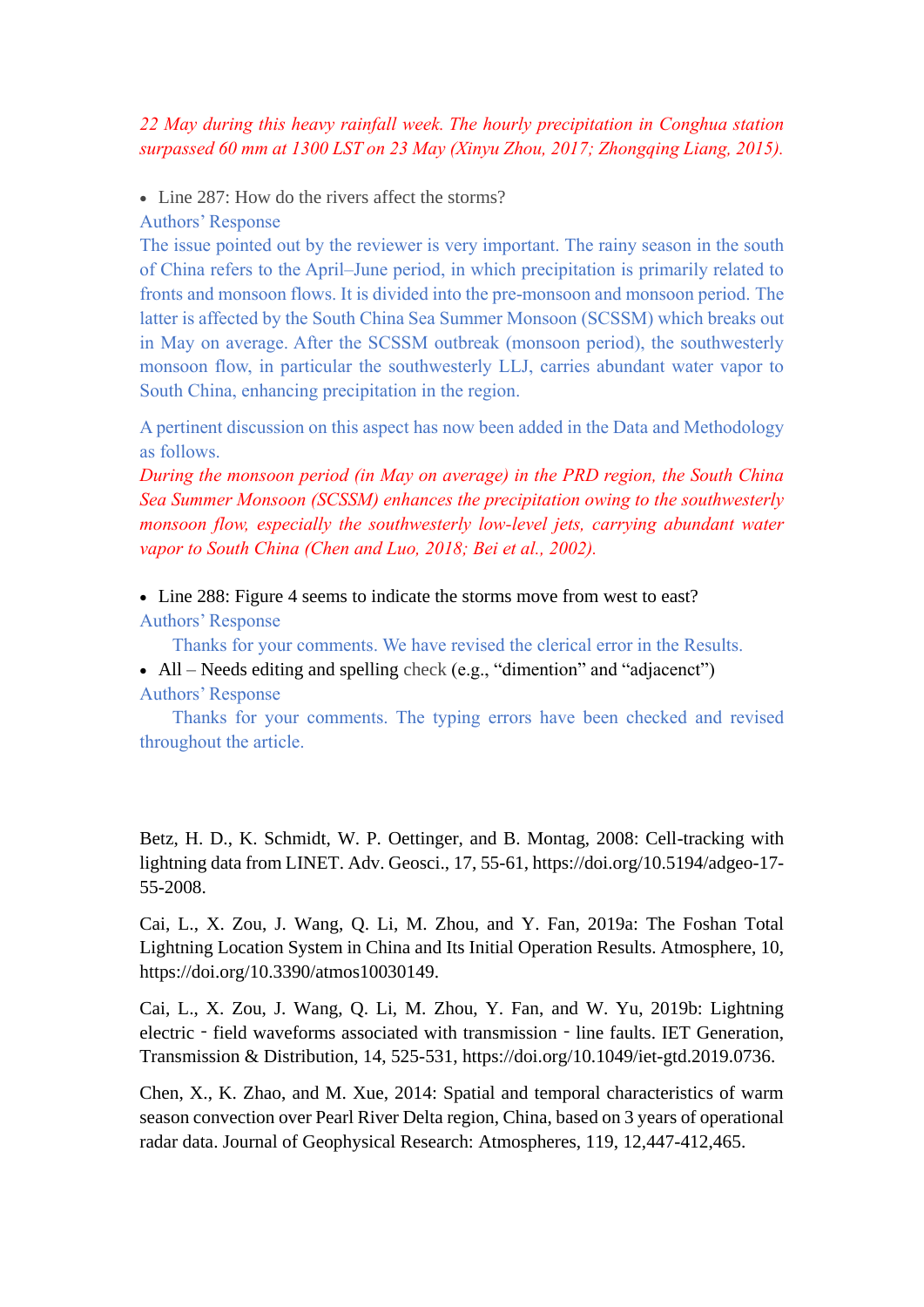*22 May during this heavy rainfall week. The hourly precipitation in Conghua station surpassed 60 mm at 1300 LST on 23 May (Xinyu Zhou, 2017; Zhongqing Liang, 2015).*

- Line 287: How do the rivers affect the storms?

Authors' Response

The issue pointed out by the reviewer is very important. The rainy season in the south of China refers to the April–June period, in which precipitation is primarily related to fronts and monsoon flows. It is divided into the pre-monsoon and monsoon period. The latter is affected by the South China Sea Summer Monsoon (SCSSM) which breaks out in May on average. After the SCSSM outbreak (monsoon period), the southwesterly monsoon flow, in particular the southwesterly LLJ, carries abundant water vapor to South China, enhancing precipitation in the region.

A pertinent discussion on this aspect has now been added in the Data and Methodology as follows.

*During the monsoon period (in May on average) in the PRD region, the South China Sea Summer Monsoon (SCSSM) enhances the precipitation owing to the southwesterly monsoon flow, especially the southwesterly low-level jets, carrying abundant water vapor to South China (Chen and Luo, 2018; Bei et al., 2002).*

- Line 288: Figure 4 seems to indicate the storms move from west to east?

Authors' Response

Thanks for your comments. We have revised the clerical error in the Results.

- All – Needs editing and spelling check (e.g., "dimention" and "adjacenct")

Authors' Response

Thanks for your comments. The typing errors have been checked and revised throughout the article.

Betz, H. D., K. Schmidt, W. P. Oettinger, and B. Montag, 2008: Cell-tracking with lightning data from LINET. Adv. Geosci., 17, 55-61, https://doi.org/10.5194/adgeo-17-55-2008.

Cai, L., X. Zou, J. Wang, Q. Li, M. Zhou, and Y. Fan, 2019a: The Foshan Total Lightning Location System in China and Its Initial Operation Results. Atmosphere, 10, https://doi.org/10.3390/atmos10030149.

Cai, L., X. Zou, J. Wang, Q. Li, M. Zhou, Y. Fan, and W. Yu, 2019b: Lightning electric‐field waveforms associated with transmission‐line faults. IET Generation, Transmission & Distribution, 14, 525-531, https://doi.org/10.1049/iet-gtd.2019.0736.

Chen, X., K. Zhao, and M. Xue, 2014: Spatial and temporal characteristics of warm season convection over Pearl River Delta region, China, based on 3 years of operational radar data. Journal of Geophysical Research: Atmospheres, 119, 12,447-412,465.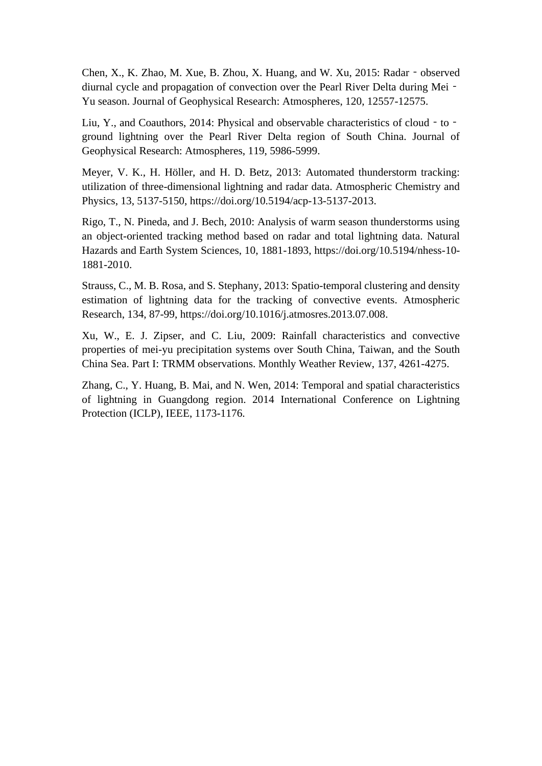Chen, X., K. Zhao, M. Xue, B. Zhou, X. Huang, and W. Xu, 2015: Radar‐observed diurnal cycle and propagation of convection over the Pearl River Delta during Mei‐Yu season. Journal of Geophysical Research: Atmospheres, 120, 12557-12575.

Liu, Y., and Coauthors, 2014: Physical and observable characteristics of cloud‐to‐ground lightning over the Pearl River Delta region of South China. Journal of Geophysical Research: Atmospheres, 119, 5986-5999.

Meyer, V. K., H. Höller, and H. D. Betz, 2013: Automated thunderstorm tracking: utilization of three-dimensional lightning and radar data. Atmospheric Chemistry and Physics, 13, 5137-5150, https://doi.org/10.5194/acp-13-5137-2013.

Rigo, T., N. Pineda, and J. Bech, 2010: Analysis of warm season thunderstorms using an object-oriented tracking method based on radar and total lightning data. Natural Hazards and Earth System Sciences, 10, 1881-1893, https://doi.org/10.5194/nhess-10-1881-2010.

Strauss, C., M. B. Rosa, and S. Stephany, 2013: Spatio-temporal clustering and density estimation of lightning data for the tracking of convective events. Atmospheric Research, 134, 87-99, https://doi.org/10.1016/j.atmosres.2013.07.008.

Xu, W., E. J. Zipser, and C. Liu, 2009: Rainfall characteristics and convective properties of mei-yu precipitation systems over South China, Taiwan, and the South China Sea. Part I: TRMM observations. Monthly Weather Review, 137, 4261-4275.

Zhang, C., Y. Huang, B. Mai, and N. Wen, 2014: Temporal and spatial characteristics of lightning in Guangdong region. 2014 International Conference on Lightning Protection (ICLP), IEEE, 1173-1176.